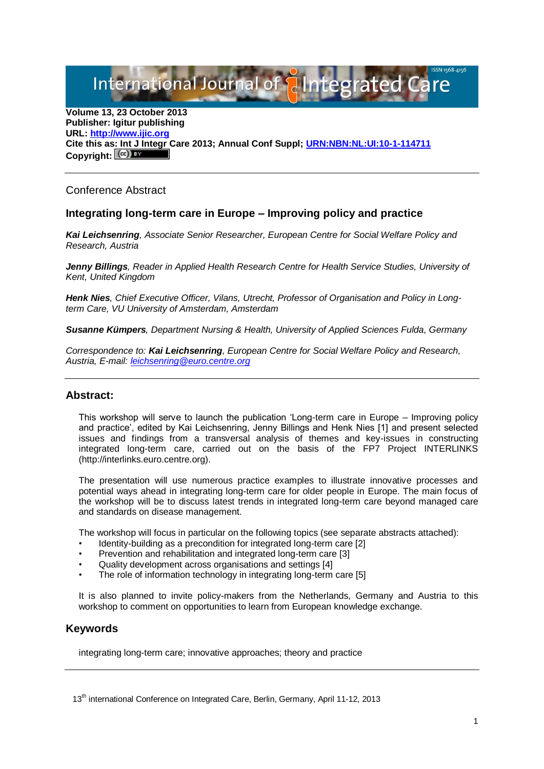International Journal of Integrated Care

**Volume 13, 23 October 2013**
**Publisher: Igitur publishing**
**URL: http://www.ijic.org**
**Cite this as: Int J Integr Care 2013; Annual Conf Suppl; URN:NBN:NL:UI:10-1-114711**
**Copyright:**

---

Conference Abstract

## Integrating long-term care in Europe – Improving policy and practice

***Kai Leichsenring****, Associate Senior Researcher, European Centre for Social Welfare Policy and Research, Austria*

***Jenny Billings****, Reader in Applied Health Research Centre for Health Service Studies, University of Kent, United Kingdom*

***Henk Nies****, Chief Executive Officer, Vilans, Utrecht, Professor of Organisation and Policy in Long-term Care, VU University of Amsterdam, Amsterdam*

***Susanne Kümpers****, Department Nursing & Health, University of Applied Sciences Fulda, Germany*

*Correspondence to:* ***Kai Leichsenring****, European Centre for Social Welfare Policy and Research, Austria, E-mail: leichsenring@euro.centre.org*

---

## Abstract:

This workshop will serve to launch the publication ‘Long-term care in Europe – Improving policy and practice’, edited by Kai Leichsenring, Jenny Billings and Henk Nies [1] and present selected issues and findings from a transversal analysis of themes and key-issues in constructing integrated long-term care, carried out on the basis of the FP7 Project INTERLINKS (http://interlinks.euro.centre.org).

The presentation will use numerous practice examples to illustrate innovative processes and potential ways ahead in integrating long-term care for older people in Europe. The main focus of the workshop will be to discuss latest trends in integrated long-term care beyond managed care and standards on disease management.

The workshop will focus in particular on the following topics (see separate abstracts attached):

- Identity-building as a precondition for integrated long-term care [2]
- Prevention and rehabilitation and integrated long-term care [3]
- Quality development across organisations and settings [4]
- The role of information technology in integrating long-term care [5]

It is also planned to invite policy-makers from the Netherlands, Germany and Austria to this workshop to comment on opportunities to learn from European knowledge exchange.

## Keywords

integrating long-term care; innovative approaches; theory and practice

---

13th international Conference on Integrated Care, Berlin, Germany, April 11-12, 2013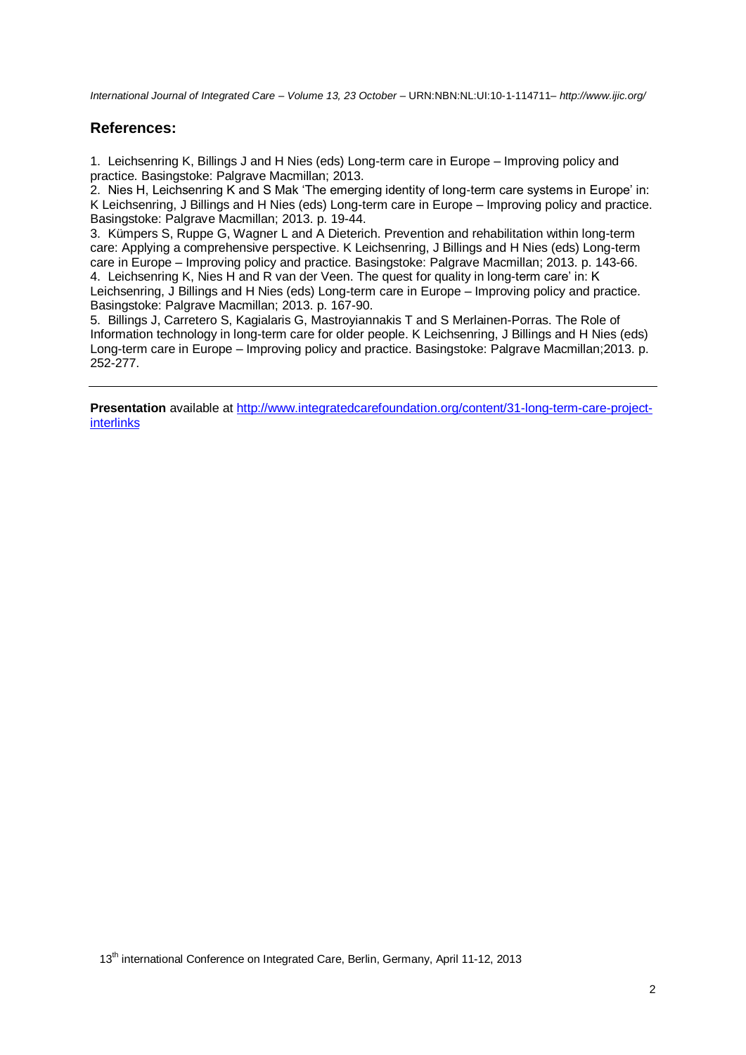## References:

1. Leichsenring K, Billings J and H Nies (eds) Long-term care in Europe – Improving policy and practice. Basingstoke: Palgrave Macmillan; 2013.
2. Nies H, Leichsenring K and S Mak 'The emerging identity of long-term care systems in Europe' in: K Leichsenring, J Billings and H Nies (eds) Long-term care in Europe – Improving policy and practice. Basingstoke: Palgrave Macmillan; 2013. p. 19-44.
3. Kümpers S, Ruppe G, Wagner L and A Dieterich. Prevention and rehabilitation within long-term care: Applying a comprehensive perspective. K Leichsenring, J Billings and H Nies (eds) Long-term care in Europe – Improving policy and practice. Basingstoke: Palgrave Macmillan; 2013. p. 143-66.
4. Leichsenring K, Nies H and R van der Veen. The quest for quality in long-term care' in: K Leichsenring, J Billings and H Nies (eds) Long-term care in Europe – Improving policy and practice. Basingstoke: Palgrave Macmillan; 2013. p. 167-90.
5. Billings J, Carretero S, Kagialaris G, Mastroyiannakis T and S Merlainen-Porras. The Role of Information technology in long-term care for older people. K Leichsenring, J Billings and H Nies (eds) Long-term care in Europe – Improving policy and practice. Basingstoke: Palgrave Macmillan;2013. p. 252-277.

---

**Presentation** available at [http://www.integratedcarefoundation.org/content/31-long-term-care-project-interlinks](http://www.integratedcarefoundation.org/content/31-long-term-care-project-interlinks)